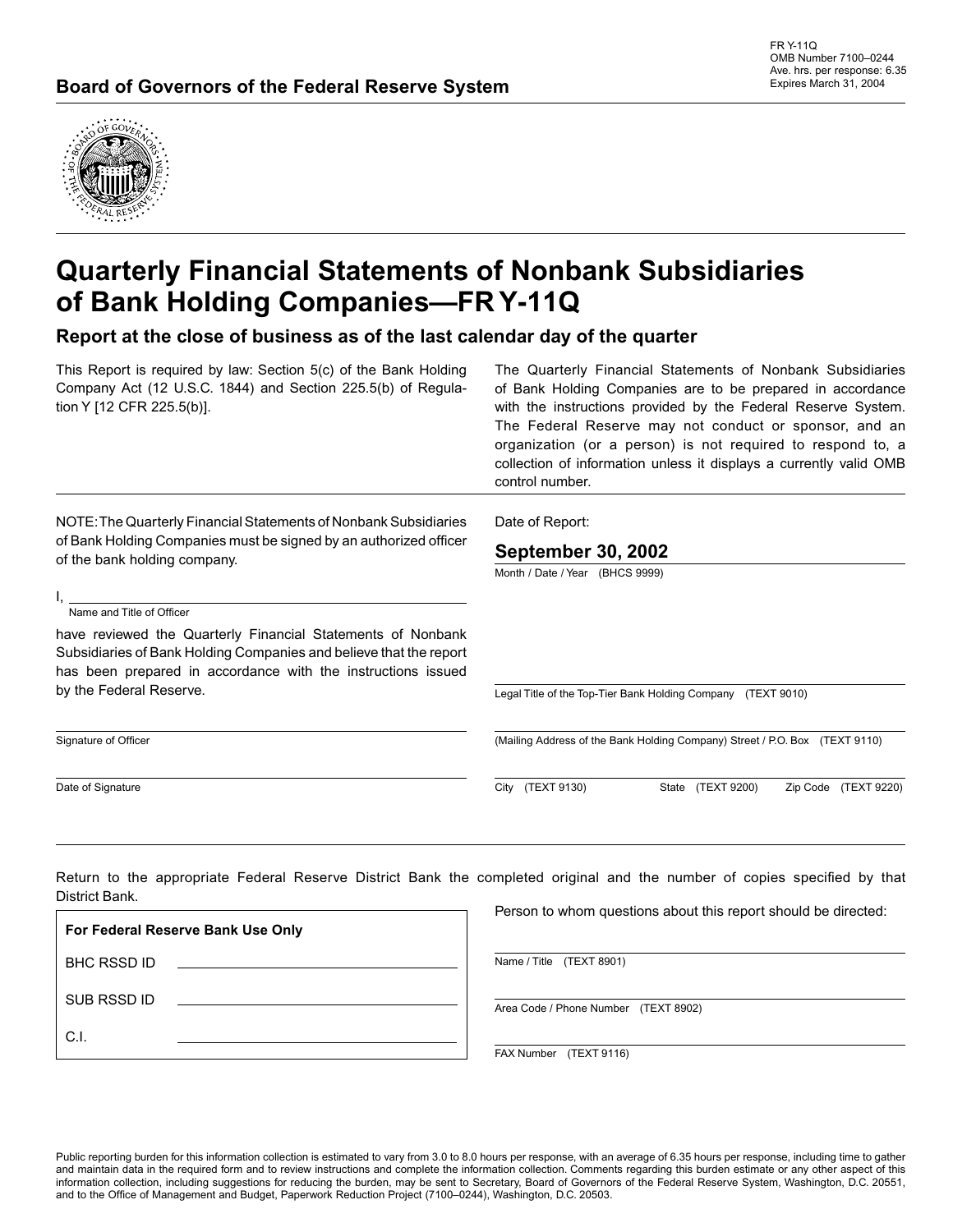FR Y-11Q
OMB Number 7100–0244
Ave. hrs. per response: 6.35
Expires March 31, 2004

**Board of Governors of the Federal Reserve System**

# Quarterly Financial Statements of Nonbank Subsidiaries of Bank Holding Companies—FR Y-11Q

## Report at the close of business as of the last calendar day of the quarter

This Report is required by law: Section 5(c) of the Bank Holding Company Act (12 U.S.C. 1844) and Section 225.5(b) of Regulation Y [12 CFR 225.5(b)].

The Quarterly Financial Statements of Nonbank Subsidiaries of Bank Holding Companies are to be prepared in accordance with the instructions provided by the Federal Reserve System. The Federal Reserve may not conduct or sponsor, and an organization (or a person) is not required to respond to, a collection of information unless it displays a currently valid OMB control number.

NOTE: The Quarterly Financial Statements of Nonbank Subsidiaries of Bank Holding Companies must be signed by an authorized officer of the bank holding company.

I, ______________________________
Name and Title of Officer

have reviewed the Quarterly Financial Statements of Nonbank Subsidiaries of Bank Holding Companies and believe that the report has been prepared in accordance with the instructions issued by the Federal Reserve.

______________________________
Signature of Officer

______________________________
Date of Signature

Date of Report:

**September 30, 2002**
Month / Date / Year (BHCS 9999)

______________________________
Legal Title of the Top-Tier Bank Holding Company (TEXT 9010)

______________________________
(Mailing Address of the Bank Holding Company) Street / P.O. Box (TEXT 9110)

______________________________
City (TEXT 9130) State (TEXT 9200) Zip Code (TEXT 9220)

Return to the appropriate Federal Reserve District Bank the completed original and the number of copies specified by that District Bank.

| **For Federal Reserve Bank Use Only** | |
|---|---|
| BHC RSSD ID | |
| SUB RSSD ID | |
| C.I. | |

Person to whom questions about this report should be directed:

______________________________
Name / Title (TEXT 8901)

______________________________
Area Code / Phone Number (TEXT 8902)

______________________________
FAX Number (TEXT 9116)

Public reporting burden for this information collection is estimated to vary from 3.0 to 8.0 hours per response, with an average of 6.35 hours per response, including time to gather and maintain data in the required form and to review instructions and complete the information collection. Comments regarding this burden estimate or any other aspect of this information collection, including suggestions for reducing the burden, may be sent to Secretary, Board of Governors of the Federal Reserve System, Washington, D.C. 20551, and to the Office of Management and Budget, Paperwork Reduction Project (7100–0244), Washington, D.C. 20503.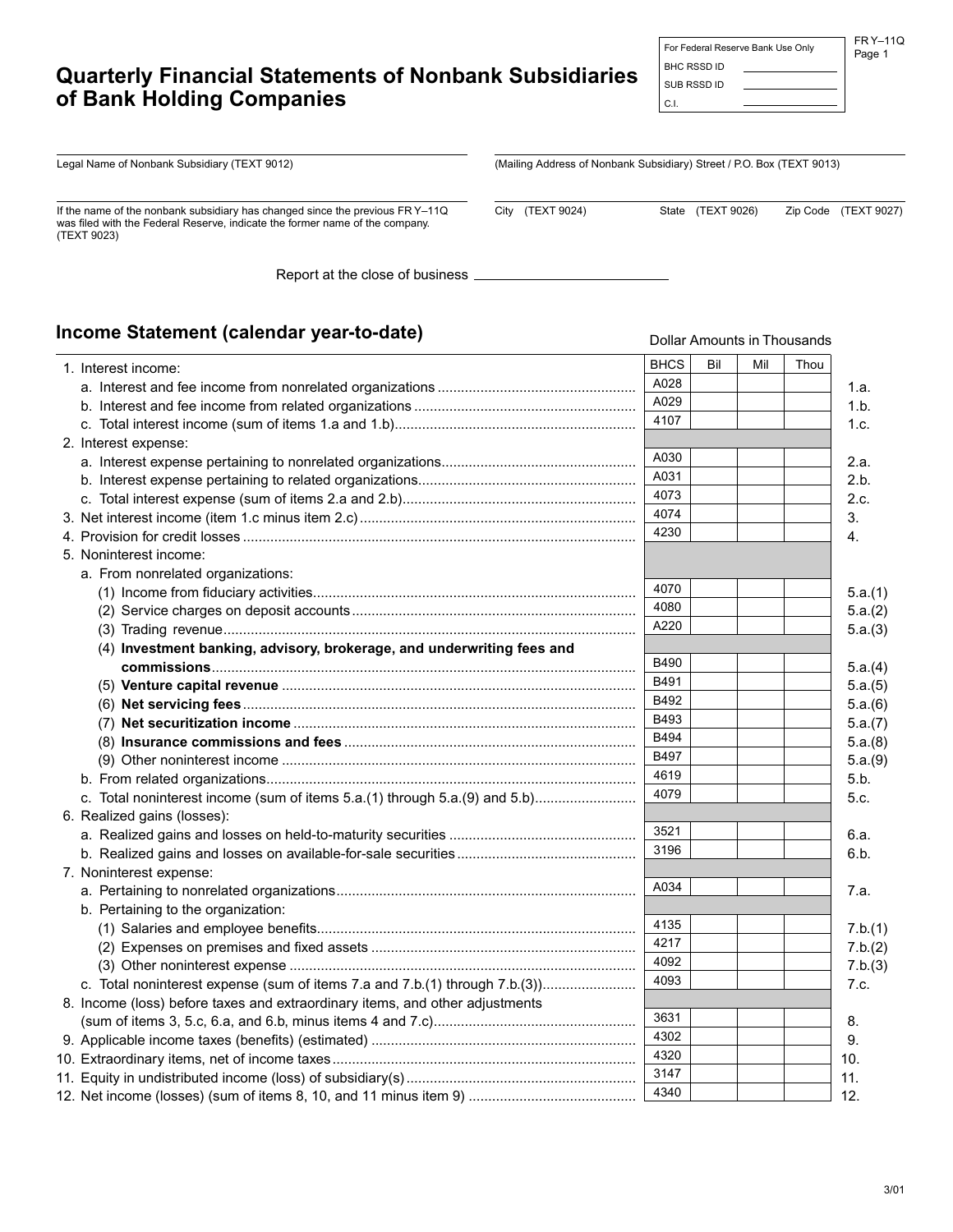# Quarterly Financial Statements of Nonbank Subsidiaries of Bank Holding Companies

| For Federal Reserve Bank Use Only | |
|---|---|
| BHC RSSD ID | |
| SUB RSSD ID | |
| C.I. | |

FR Y–11Q

Legal Name of Nonbank Subsidiary (TEXT 9012)

(Mailing Address of Nonbank Subsidiary) Street / P.O. Box (TEXT 9013)

If the name of the nonbank subsidiary has changed since the previous FR Y–11Q was filed with the Federal Reserve, indicate the former name of the company. (TEXT 9023)

City (TEXT 9024) State (TEXT 9026) Zip Code (TEXT 9027)

Report at the close of business ____________________

## Income Statement (calendar year-to-date)

Dollar Amounts in Thousands

| | BHCS | Bil | Mil | Thou | |
|---|---|---|---|---|---|
| 1. Interest income: | | | | | |
| a. Interest and fee income from nonrelated organizations | A028 | | | | 1.a. |
| b. Interest and fee income from related organizations | A029 | | | | 1.b. |
| c. Total interest income (sum of items 1.a and 1.b) | 4107 | | | | 1.c. |
| 2. Interest expense: | | | | | |
| a. Interest expense pertaining to nonrelated organizations | A030 | | | | 2.a. |
| b. Interest expense pertaining to related organizations | A031 | | | | 2.b. |
| c. Total interest expense (sum of items 2.a and 2.b) | 4073 | | | | 2.c. |
| 3. Net interest income (item 1.c minus item 2.c) | 4074 | | | | 3. |
| 4. Provision for credit losses | 4230 | | | | 4. |
| 5. Noninterest income: | | | | | |
| a. From nonrelated organizations: | | | | | |
| (1) Income from fiduciary activities | 4070 | | | | 5.a.(1) |
| (2) Service charges on deposit accounts | 4080 | | | | 5.a.(2) |
| (3) Trading revenue | A220 | | | | 5.a.(3) |
| (4) **Investment banking, advisory, brokerage, and underwriting fees and commissions** | B490 | | | | 5.a.(4) |
| (5) **Venture capital revenue** | B491 | | | | 5.a.(5) |
| (6) **Net servicing fees** | B492 | | | | 5.a.(6) |
| (7) **Net securitization income** | B493 | | | | 5.a.(7) |
| (8) **Insurance commissions and fees** | B494 | | | | 5.a.(8) |
| (9) Other noninterest income | B497 | | | | 5.a.(9) |
| b. From related organizations | 4619 | | | | 5.b. |
| c. Total noninterest income (sum of items 5.a.(1) through 5.a.(9) and 5.b) | 4079 | | | | 5.c. |
| 6. Realized gains (losses): | | | | | |
| a. Realized gains and losses on held-to-maturity securities | 3521 | | | | 6.a. |
| b. Realized gains and losses on available-for-sale securities | 3196 | | | | 6.b. |
| 7. Noninterest expense: | | | | | |
| a. Pertaining to nonrelated organizations | A034 | | | | 7.a. |
| b. Pertaining to the organization: | | | | | |
| (1) Salaries and employee benefits | 4135 | | | | 7.b.(1) |
| (2) Expenses on premises and fixed assets | 4217 | | | | 7.b.(2) |
| (3) Other noninterest expense | 4092 | | | | 7.b.(3) |
| c. Total noninterest expense (sum of items 7.a and 7.b.(1) through 7.b.(3)) | 4093 | | | | 7.c. |
| 8. Income (loss) before taxes and extraordinary items, and other adjustments (sum of items 3, 5.c, 6.a, and 6.b, minus items 4 and 7.c) | 3631 | | | | 8. |
| 9. Applicable income taxes (benefits) (estimated) | 4302 | | | | 9. |
| 10. Extraordinary items, net of income taxes | 4320 | | | | 10. |
| 11. Equity in undistributed income (loss) of subsidiary(s) | 3147 | | | | 11. |
| 12. Net income (losses) (sum of items 8, 10, and 11 minus item 9) | 4340 | | | | 12. |

3/01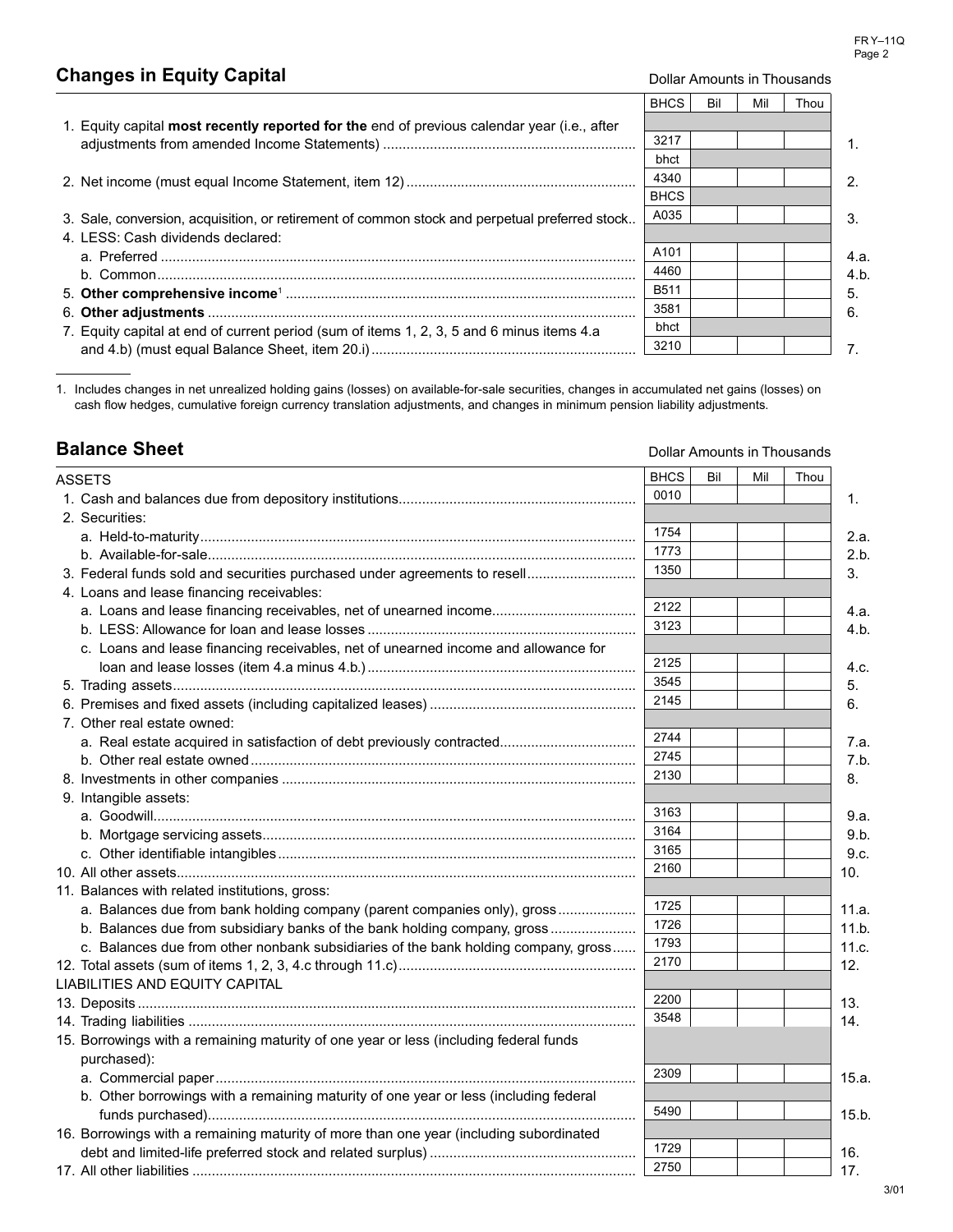## Changes in Equity Capital

Dollar Amounts in Thousands

| | BHCS | Bil | Mil | Thou | |
|---|---|---|---|---|---|
| 1. Equity capital **most recently reported for the** end of previous calendar year (i.e., after adjustments from amended Income Statements) | 3217 | | | | 1. |
| 2. Net income (must equal Income Statement, item 12) | bhct 4340 | | | | 2. |
| 3. Sale, conversion, acquisition, or retirement of common stock and perpetual preferred stock | BHCS A035 | | | | 3. |
| 4. LESS: Cash dividends declared: | | | | | |
| a. Preferred | A101 | | | | 4.a. |
| b. Common | 4460 | | | | 4.b. |
| 5. **Other comprehensive income**[1] | B511 | | | | 5. |
| 6. **Other adjustments** | 3581 | | | | 6. |
| 7. Equity capital at end of current period (sum of items 1, 2, 3, 5 and 6 minus items 4.a and 4.b) (must equal Balance Sheet, item 20.i) | bhct 3210 | | | | 7. |

1. Includes changes in net unrealized holding gains (losses) on available-for-sale securities, changes in accumulated net gains (losses) on cash flow hedges, cumulative foreign currency translation adjustments, and changes in minimum pension liability adjustments.

## Balance Sheet

Dollar Amounts in Thousands

| | BHCS | Bil | Mil | Thou | |
|---|---|---|---|---|---|
| ASSETS | | | | | |
| 1. Cash and balances due from depository institutions | 0010 | | | | 1. |
| 2. Securities: | | | | | |
| a. Held-to-maturity | 1754 | | | | 2.a. |
| b. Available-for-sale | 1773 | | | | 2.b. |
| 3. Federal funds sold and securities purchased under agreements to resell | 1350 | | | | 3. |
| 4. Loans and lease financing receivables: | | | | | |
| a. Loans and lease financing receivables, net of unearned income | 2122 | | | | 4.a. |
| b. LESS: Allowance for loan and lease losses | 3123 | | | | 4.b. |
| c. Loans and lease financing receivables, net of unearned income and allowance for loan and lease losses (item 4.a minus 4.b.) | 2125 | | | | 4.c. |
| 5. Trading assets | 3545 | | | | 5. |
| 6. Premises and fixed assets (including capitalized leases) | 2145 | | | | 6. |
| 7. Other real estate owned: | | | | | |
| a. Real estate acquired in satisfaction of debt previously contracted | 2744 | | | | 7.a. |
| b. Other real estate owned | 2745 | | | | 7.b. |
| 8. Investments in other companies | 2130 | | | | 8. |
| 9. Intangible assets: | | | | | |
| a. Goodwill | 3163 | | | | 9.a. |
| b. Mortgage servicing assets | 3164 | | | | 9.b. |
| c. Other identifiable intangibles | 3165 | | | | 9.c. |
| 10. All other assets | 2160 | | | | 10. |
| 11. Balances with related institutions, gross: | | | | | |
| a. Balances due from bank holding company (parent companies only), gross | 1725 | | | | 11.a. |
| b. Balances due from subsidiary banks of the bank holding company, gross | 1726 | | | | 11.b. |
| c. Balances due from other nonbank subsidiaries of the bank holding company, gross | 1793 | | | | 11.c. |
| 12. Total assets (sum of items 1, 2, 3, 4.c through 11.c) | 2170 | | | | 12. |
| LIABILITIES AND EQUITY CAPITAL | | | | | |
| 13. Deposits | 2200 | | | | 13. |
| 14. Trading liabilities | 3548 | | | | 14. |
| 15. Borrowings with a remaining maturity of one year or less (including federal funds purchased): | | | | | |
| a. Commercial paper | 2309 | | | | 15.a. |
| b. Other borrowings with a remaining maturity of one year or less (including federal funds purchased) | 5490 | | | | 15.b. |
| 16. Borrowings with a remaining maturity of more than one year (including subordinated debt and limited-life preferred stock and related surplus) | 1729 | | | | 16. |
| 17. All other liabilities | 2750 | | | | 17. |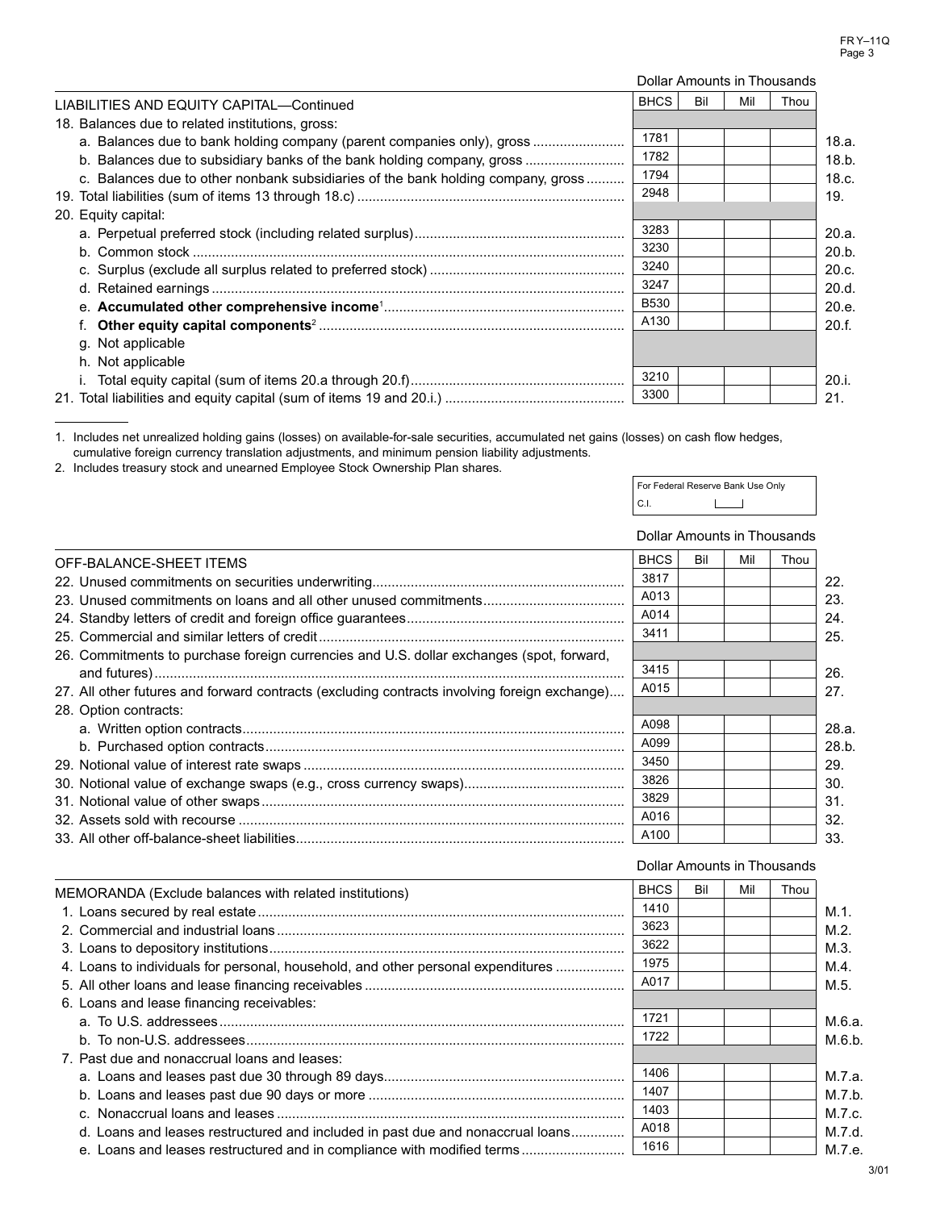Dollar Amounts in Thousands

| LIABILITIES AND EQUITY CAPITAL—Continued | BHCS | Bil | Mil | Thou | |
|---|---|---|---|---|---|
| 18. Balances due to related institutions, gross: | | | | | |
| a. Balances due to bank holding company (parent companies only), gross | 1781 | | | | 18.a. |
| b. Balances due to subsidiary banks of the bank holding company, gross | 1782 | | | | 18.b. |
| c. Balances due to other nonbank subsidiaries of the bank holding company, gross | 1794 | | | | 18.c. |
| 19. Total liabilities (sum of items 13 through 18.c) | 2948 | | | | 19. |
| 20. Equity capital: | | | | | |
| a. Perpetual preferred stock (including related surplus) | 3283 | | | | 20.a. |
| b. Common stock | 3230 | | | | 20.b. |
| c. Surplus (exclude all surplus related to preferred stock) | 3240 | | | | 20.c. |
| d. Retained earnings | 3247 | | | | 20.d. |
| e. **Accumulated other comprehensive income**[1] | B530 | | | | 20.e. |
| f. **Other equity capital components**[2] | A130 | | | | 20.f. |
| g. Not applicable | | | | | |
| h. Not applicable | | | | | |
| i. Total equity capital (sum of items 20.a through 20.f) | 3210 | | | | 20.i. |
| 21. Total liabilities and equity capital (sum of items 19 and 20.i.) | 3300 | | | | 21. |

1. Includes net unrealized holding gains (losses) on available-for-sale securities, accumulated net gains (losses) on cash flow hedges, cumulative foreign currency translation adjustments, and minimum pension liability adjustments.
2. Includes treasury stock and unearned Employee Stock Ownership Plan shares.

For Federal Reserve Bank Use Only
C.I.

Dollar Amounts in Thousands

| OFF-BALANCE-SHEET ITEMS | BHCS | Bil | Mil | Thou | |
|---|---|---|---|---|---|
| 22. Unused commitments on securities underwriting | 3817 | | | | 22. |
| 23. Unused commitments on loans and all other unused commitments | A013 | | | | 23. |
| 24. Standby letters of credit and foreign office guarantees | A014 | | | | 24. |
| 25. Commercial and similar letters of credit | 3411 | | | | 25. |
| 26. Commitments to purchase foreign currencies and U.S. dollar exchanges (spot, forward, and futures) | 3415 | | | | 26. |
| 27. All other futures and forward contracts (excluding contracts involving foreign exchange) | A015 | | | | 27. |
| 28. Option contracts: | | | | | |
| a. Written option contracts | A098 | | | | 28.a. |
| b. Purchased option contracts | A099 | | | | 28.b. |
| 29. Notional value of interest rate swaps | 3450 | | | | 29. |
| 30. Notional value of exchange swaps (e.g., cross currency swaps) | 3826 | | | | 30. |
| 31. Notional value of other swaps | 3829 | | | | 31. |
| 32. Assets sold with recourse | A016 | | | | 32. |
| 33. All other off-balance-sheet liabilities | A100 | | | | 33. |

Dollar Amounts in Thousands

| MEMORANDA (Exclude balances with related institutions) | BHCS | Bil | Mil | Thou | |
|---|---|---|---|---|---|
| 1. Loans secured by real estate | 1410 | | | | M.1. |
| 2. Commercial and industrial loans | 3623 | | | | M.2. |
| 3. Loans to depository institutions | 3622 | | | | M.3. |
| 4. Loans to individuals for personal, household, and other personal expenditures | 1975 | | | | M.4. |
| 5. All other loans and lease financing receivables | A017 | | | | M.5. |
| 6. Loans and lease financing receivables: | | | | | |
| a. To U.S. addressees | 1721 | | | | M.6.a. |
| b. To non-U.S. addressees | 1722 | | | | M.6.b. |
| 7. Past due and nonaccrual loans and leases: | | | | | |
| a. Loans and leases past due 30 through 89 days | 1406 | | | | M.7.a. |
| b. Loans and leases past due 90 days or more | 1407 | | | | M.7.b. |
| c. Nonaccrual loans and leases | 1403 | | | | M.7.c. |
| d. Loans and leases restructured and included in past due and nonaccrual loans | A018 | | | | M.7.d. |
| e. Loans and leases restructured and in compliance with modified terms | 1616 | | | | M.7.e. |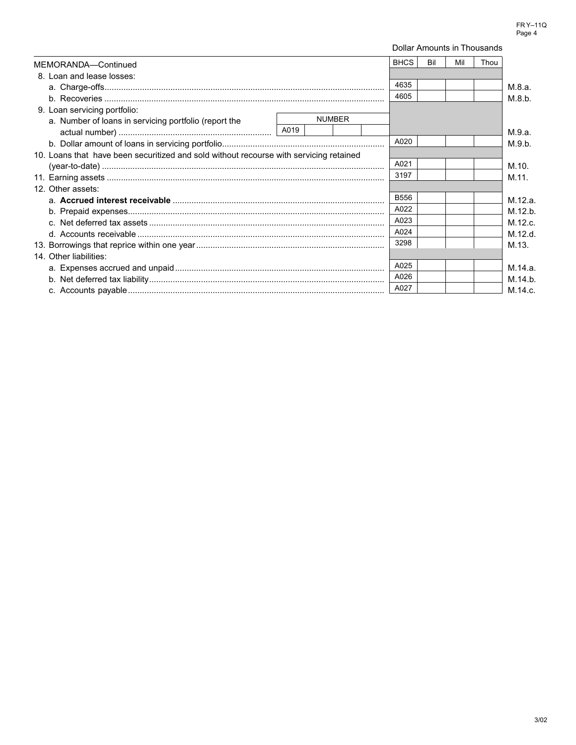Dollar Amounts in Thousands

| MEMORANDA—Continued | | BHCS | Bil | Mil | Thou | |
|---|---|---|---|---|---|---|
| 8. Loan and lease losses: | | | | | | |
| a. Charge-offs | | 4635 | | | | M.8.a. |
| b. Recoveries | | 4605 | | | | M.8.b. |
| 9. Loan servicing portfolio: | | | | | | |
| a. Number of loans in servicing portfolio (report the actual number) | NUMBER A019 | | | | | M.9.a. |
| b. Dollar amount of loans in servicing portfolio | | A020 | | | | M.9.b. |
| 10. Loans that have been securitized and sold without recourse with servicing retained (year-to-date) | | A021 | | | | M.10. |
| 11. Earning assets | | 3197 | | | | M.11. |
| 12. Other assets: | | | | | | |
| a. **Accrued interest receivable** | | B556 | | | | M.12.a. |
| b. Prepaid expenses | | A022 | | | | M.12.b. |
| c. Net deferred tax assets | | A023 | | | | M.12.c. |
| d. Accounts receivable | | A024 | | | | M.12.d. |
| 13. Borrowings that reprice within one year | | 3298 | | | | M.13. |
| 14. Other liabilities: | | | | | | |
| a. Expenses accrued and unpaid | | A025 | | | | M.14.a. |
| b. Net deferred tax liability | | A026 | | | | M.14.b. |
| c. Accounts payable | | A027 | | | | M.14.c. |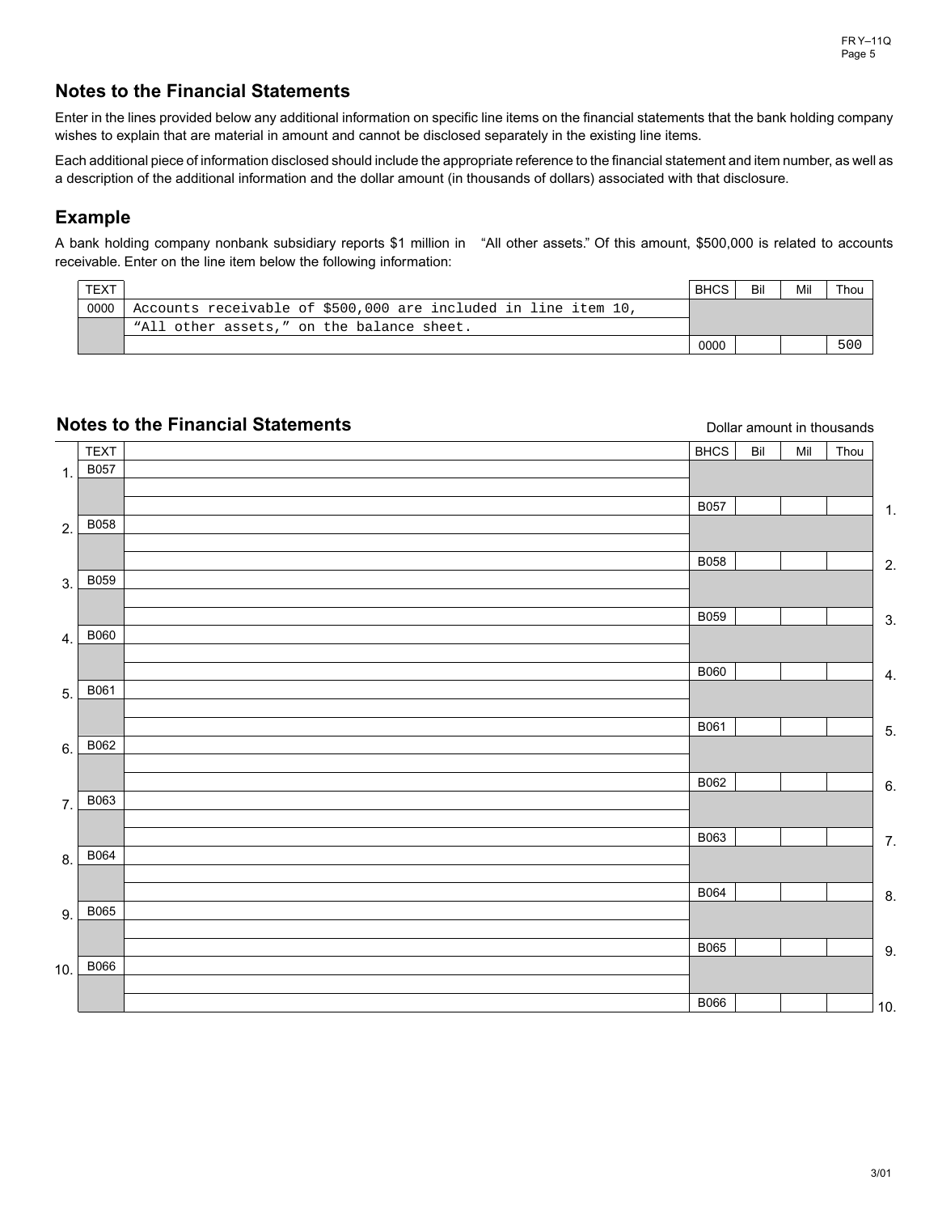## Notes to the Financial Statements

Enter in the lines provided below any additional information on specific line items on the financial statements that the bank holding company wishes to explain that are material in amount and cannot be disclosed separately in the existing line items.

Each additional piece of information disclosed should include the appropriate reference to the financial statement and item number, as well as a description of the additional information and the dollar amount (in thousands of dollars) associated with that disclosure.

## Example

A bank holding company nonbank subsidiary reports $1 million in "All other assets." Of this amount, $500,000 is related to accounts receivable. Enter on the line item below the following information:

| TEXT | | BHCS | Bil | Mil | Thou |
|---|---|---|---|---|---|
| 0000 | Accounts receivable of $500,000 are included in line item 10, | | | | |
| | "All other assets," on the balance sheet. | | | | |
| | | 0000 | | | 500 |

## Notes to the Financial Statements

Dollar amount in thousands

| | TEXT | | BHCS | Bil | Mil | Thou | |
|---|---|---|---|---|---|---|---|
| 1. | B057 | | | | | | |
| | | | | | | | |
| | | | B057 | | | | 1. |
| 2. | B058 | | | | | | |
| | | | | | | | |
| | | | B058 | | | | 2. |
| 3. | B059 | | | | | | |
| | | | | | | | |
| | | | B059 | | | | 3. |
| 4. | B060 | | | | | | |
| | | | | | | | |
| | | | B060 | | | | 4. |
| 5. | B061 | | | | | | |
| | | | | | | | |
| | | | B061 | | | | 5. |
| 6. | B062 | | | | | | |
| | | | | | | | |
| | | | B062 | | | | 6. |
| 7. | B063 | | | | | | |
| | | | | | | | |
| | | | B063 | | | | 7. |
| 8. | B064 | | | | | | |
| | | | | | | | |
| | | | B064 | | | | 8. |
| 9. | B065 | | | | | | |
| | | | | | | | |
| | | | B065 | | | | 9. |
| 10. | B066 | | | | | | |
| | | | | | | | |
| | | | B066 | | | | 10. |

3/01